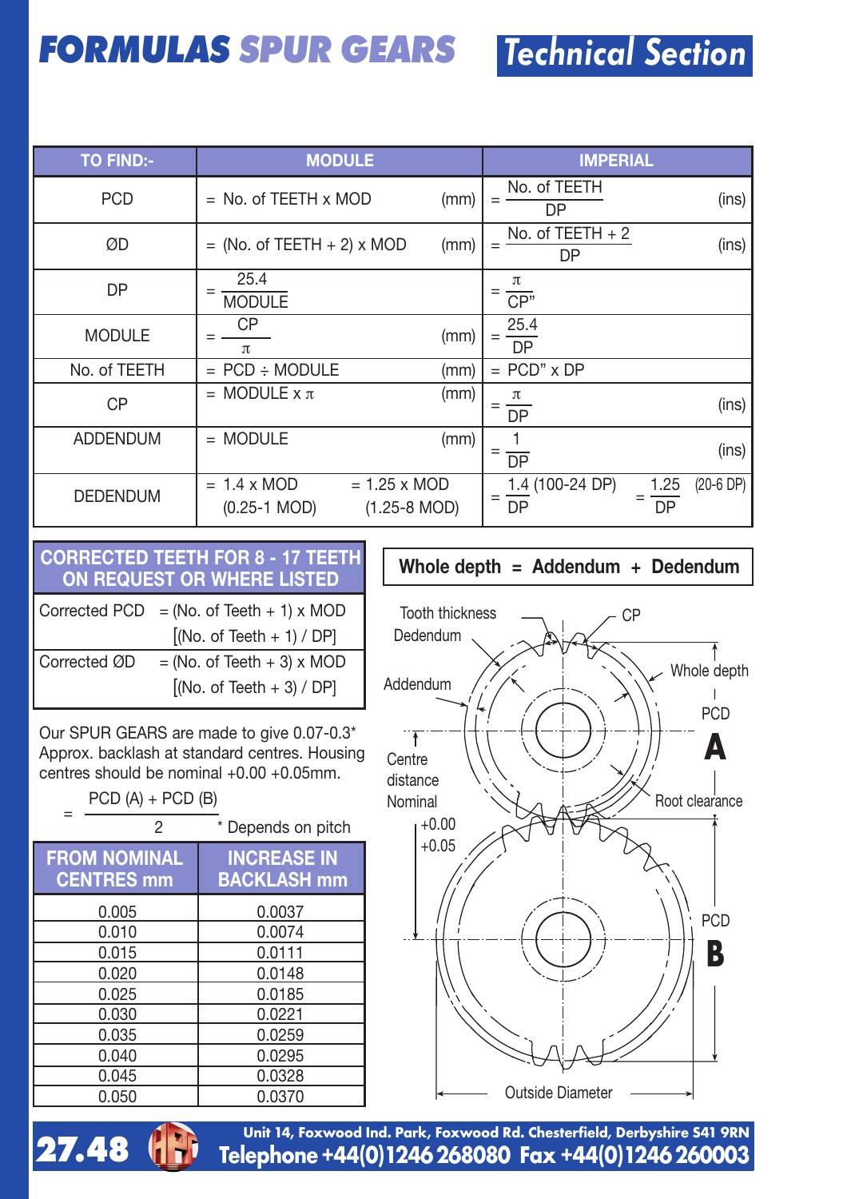# FORMULAS SPUR GEARS

## Technical Section

| TO FIND:- | MODULE | IMPERIAL |
|---|---|---|
| PCD | = No. of TEETH x MOD (mm) | $= \frac{\text{No. of TEETH}}{\text{DP}}$ (ins) |
| ØD | = (No. of TEETH + 2) x MOD (mm) | $= \frac{\text{No. of TEETH} + 2}{\text{DP}}$ (ins) |
| DP | $= \frac{25.4}{\text{MODULE}}$ | $= \frac{\pi}{\text{CP"}}$ |
| MODULE | $= \frac{\text{CP}}{\pi}$ (mm) | $= \frac{25.4}{\text{DP}}$ |
| No. of TEETH | = PCD ÷ MODULE (mm) | = PCD" x DP |
| CP | = MODULE x $\pi$ (mm) | $= \frac{\pi}{\text{DP}}$ (ins) |
| ADDENDUM | = MODULE (mm) | $= \frac{1}{\text{DP}}$ (ins) |
| DEDENDUM | = 1.4 x MOD (0.25-1 MOD) = 1.25 x MOD (1.25-8 MOD) | $= \frac{1.4}{\text{DP}}$ (100-24 DP) $= \frac{1.25}{\text{DP}}$ (20-6 DP) |

### CORRECTED TEETH FOR 8 - 17 TEETH ON REQUEST OR WHERE LISTED

| | |
|---|---|
| Corrected PCD | = (No. of Teeth + 1) x MOD [(No. of Teeth + 1) / DP] |
| Corrected ØD | = (No. of Teeth + 3) x MOD [(No. of Teeth + 3) / DP] |

Our SPUR GEARS are made to give 0.07-0.3* Approx. backlash at standard centres. Housing centres should be nominal +0.00 +0.05mm.

$$= \frac{\text{PCD (A)} + \text{PCD (B)}}{2}$$

\* Depends on pitch

| FROM NOMINAL CENTRES mm | INCREASE IN BACKLASH mm |
|---|---|
| 0.005 | 0.0037 |
| 0.010 | 0.0074 |
| 0.015 | 0.0111 |
| 0.020 | 0.0148 |
| 0.025 | 0.0185 |
| 0.030 | 0.0221 |
| 0.035 | 0.0259 |
| 0.040 | 0.0295 |
| 0.045 | 0.0328 |
| 0.050 | 0.0370 |

**Whole depth = Addendum + Dedendum**

Tooth thickness, CP, Dedendum, Whole depth, Addendum, PCD **A**, Centre distance Nominal +0.00 +0.05, Root clearance, PCD **B**, Outside Diameter

Unit 14, Foxwood Ind. Park, Foxwood Rd. Chesterfield, Derbyshire S41 9RN
Telephone +44(0)1246 268080 Fax +44(0)1246 260003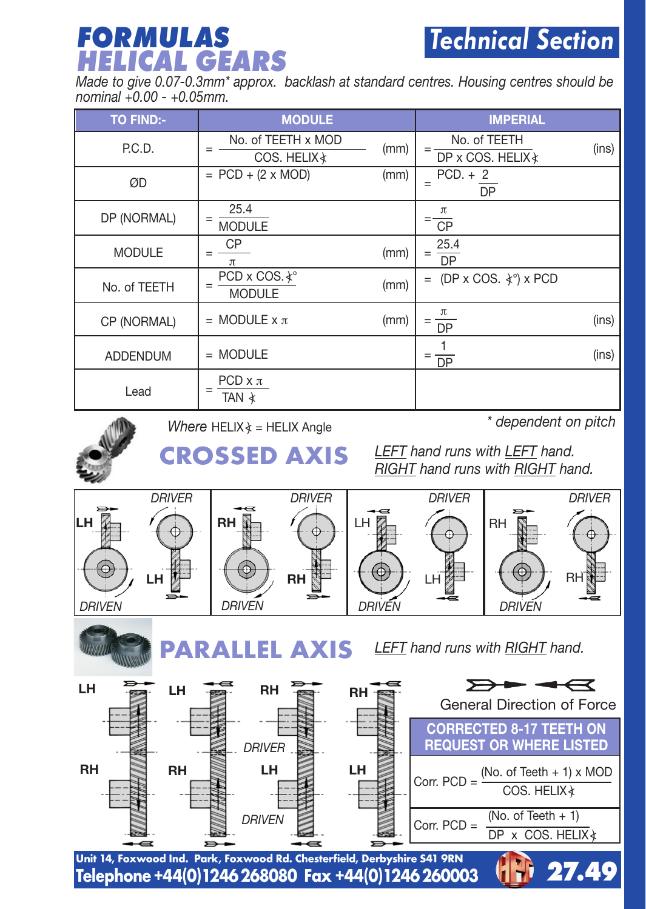# FORMULAS HELICAL GEARS

## Technical Section

*Made to give 0.07-0.3mm\* approx. backlash at standard centres. Housing centres should be nominal +0.00 - +0.05mm.*

| TO FIND:- | MODULE | IMPERIAL |
|---|---|---|
| P.C.D. | $= \dfrac{\text{No. of TEETH x MOD}}{\text{COS. HELIX}\measuredangle}$ (mm) | $= \dfrac{\text{No. of TEETH}}{\text{DP x COS. HELIX}\measuredangle}$ (ins) |
| ØD | = PCD + (2 x MOD) (mm) | $= \text{PCD.} + \dfrac{2}{\text{DP}}$ |
| DP (NORMAL) | $= \dfrac{25.4}{\text{MODULE}}$ | $= \dfrac{\pi}{\text{CP}}$ |
| MODULE | $= \dfrac{\text{CP}}{\pi}$ (mm) | $= \dfrac{25.4}{\text{DP}}$ |
| No. of TEETH | $= \dfrac{\text{PCD x COS.}\measuredangle^\circ}{\text{MODULE}}$ (mm) | = (DP x COS. $\measuredangle^\circ$) x PCD |
| CP (NORMAL) | = MODULE x $\pi$ (mm) | $= \dfrac{\pi}{\text{DP}}$ (ins) |
| ADDENDUM | = MODULE | $= \dfrac{1}{\text{DP}}$ (ins) |
| Lead | $= \dfrac{\text{PCD x } \pi}{\text{TAN } \measuredangle}$ | |

*Where* HELIX$\measuredangle$ = HELIX Angle

*\* dependent on pitch*

## CROSSED AXIS

*LEFT hand runs with LEFT hand.*
*RIGHT hand runs with RIGHT hand.*

DRIVER / DRIVEN — LH/LH, RH/RH, LH/LH, RH/RH

## PARALLEL AXIS

*LEFT hand runs with RIGHT hand.*

LH/RH, LH/RH, RH/LH (DRIVER / DRIVEN), RH/LH

General Direction of Force

| CORRECTED 8-17 TEETH ON REQUEST OR WHERE LISTED |
|---|
| Corr. PCD = $\dfrac{\text{(No. of Teeth + 1) x MOD}}{\text{COS. HELIX}\measuredangle}$ |
| Corr. PCD = $\dfrac{\text{(No. of Teeth + 1)}}{\text{DP x COS. HELIX}\measuredangle}$ |

**Unit 14, Foxwood Ind. Park, Foxwood Rd. Chesterfield, Derbyshire S41 9RN**
**Telephone +44(0)1246 268080 Fax +44(0)1246 260003**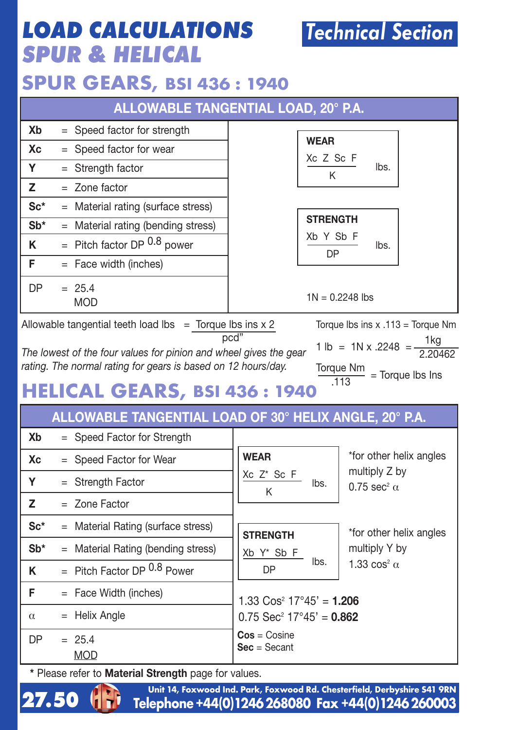# LOAD CALCULATIONS SPUR & HELICAL

Technical Section

## SPUR GEARS, BSI 436 : 1940

### ALLOWABLE TANGENTIAL LOAD, 20° P.A.

| Symbol | | Definition |
|---|---|---|
| Xb | = | Speed factor for strength |
| Xc | = | Speed factor for wear |
| Y | = | Strength factor |
| Z | = | Zone factor |
| Sc* | = | Material rating (surface stress) |
| Sb* | = | Material rating (bending stress) |
| K | = | Pitch factor DP $^{0.8}$ power |
| F | = | Face width (inches) |
| DP | = | $\frac{25.4}{\text{MOD}}$ |

**WEAR**

$$\frac{Xc\ Z\ Sc\ F}{K} \text{ lbs.}$$

**STRENGTH**

$$\frac{Xb\ Y\ Sb\ F}{DP} \text{ lbs.}$$

1N = 0.2248 lbs

Allowable tangential teeth load lbs $= \frac{\text{Torque lbs ins} \times 2}{\text{pcd"}}$

*The lowest of the four values for pinion and wheel gives the gear rating. The normal rating for gears is based on 12 hours/day.*

Torque lbs ins x .113 = Torque Nm

$1 \text{ lb} = 1\text{N} \times .2248 = \frac{1\text{kg}}{2.20462}$

$\frac{\text{Torque Nm}}{.113} = \text{Torque lbs Ins}$

## HELICAL GEARS, BSI 436 : 1940

### ALLOWABLE TANGENTIAL LOAD OF 30° HELIX ANGLE, 20° P.A.

| Symbol | | Definition |
|---|---|---|
| Xb | = | Speed Factor for Strength |
| Xc | = | Speed Factor for Wear |
| Y | = | Strength Factor |
| Z | = | Zone Factor |
| Sc* | = | Material Rating (surface stress) |
| Sb* | = | Material Rating (bending stress) |
| K | = | Pitch Factor DP $^{0.8}$ Power |
| F | = | Face Width (inches) |
| $\alpha$ | = | Helix Angle |
| DP | = | $\frac{25.4}{\text{MOD}}$ |

**WEAR**

$$\frac{Xc\ Z^*\ Sc\ F}{K} \text{ lbs.}$$

*for other helix angles multiply Z by $0.75 \sec^2 \alpha$

**STRENGTH**

$$\frac{Xb\ Y^*\ Sb\ F}{DP} \text{ lbs.}$$

*for other helix angles multiply Y by $1.33 \cos^2 \alpha$

$1.33 \text{ Cos}^2\ 17°45' = \mathbf{1.206}$

$0.75 \text{ Sec}^2\ 17°45' = \mathbf{0.862}$

**Cos** = Cosine
**Sec** = Secant

\* Please refer to **Material Strength** page for values.

Unit 14, Foxwood Ind. Park, Foxwood Rd. Chesterfield, Derbyshire S41 9RN
Telephone +44(0)1246 268080 Fax +44(0)1246 260003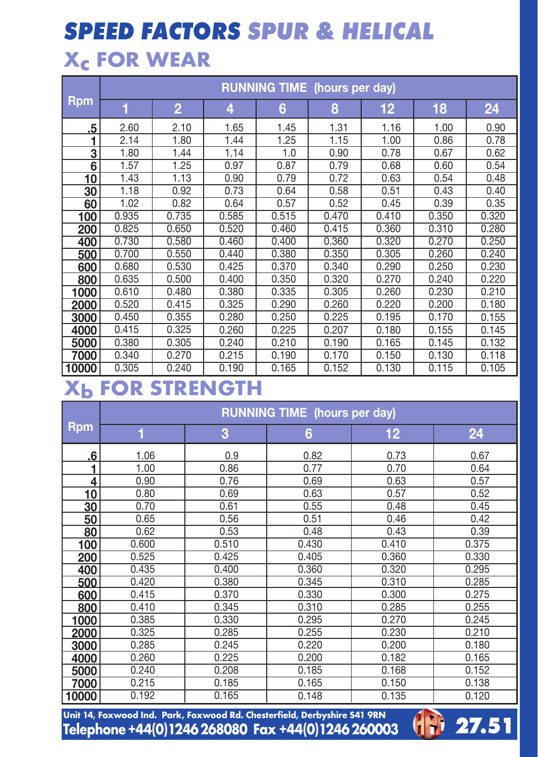# SPEED FACTORS SPUR & HELICAL

## $X_c$ FOR WEAR

| Rpm | RUNNING TIME (hours per day) | | | | | | | |
|---|---|---|---|---|---|---|---|---|
| | 1 | 2 | 4 | 6 | 8 | 12 | 18 | 24 |
| .5 | 2.60 | 2.10 | 1.65 | 1.45 | 1.31 | 1.16 | 1.00 | 0.90 |
| 1 | 2.14 | 1.80 | 1.44 | 1.25 | 1.15 | 1.00 | 0.86 | 0.78 |
| 3 | 1.80 | 1.44 | 1.14 | 1.0 | 0.90 | 0.78 | 0.67 | 0.62 |
| 6 | 1.57 | 1.25 | 0.97 | 0.87 | 0.79 | 0.68 | 0.60 | 0.54 |
| 10 | 1.43 | 1.13 | 0.90 | 0.79 | 0.72 | 0.63 | 0.54 | 0.48 |
| 30 | 1.18 | 0.92 | 0.73 | 0.64 | 0.58 | 0.51 | 0.43 | 0.40 |
| 60 | 1.02 | 0.82 | 0.64 | 0.57 | 0.52 | 0.45 | 0.39 | 0.35 |
| 100 | 0.935 | 0.735 | 0.585 | 0.515 | 0.470 | 0.410 | 0.350 | 0.320 |
| 200 | 0.825 | 0.650 | 0.520 | 0.460 | 0.415 | 0.360 | 0.310 | 0.280 |
| 400 | 0.730 | 0.580 | 0.460 | 0.400 | 0.360 | 0.320 | 0.270 | 0.250 |
| 500 | 0.700 | 0.550 | 0.440 | 0.380 | 0.350 | 0.305 | 0.260 | 0.240 |
| 600 | 0.680 | 0.530 | 0.425 | 0.370 | 0.340 | 0.290 | 0.250 | 0.230 |
| 800 | 0.635 | 0.500 | 0.400 | 0.350 | 0.320 | 0.270 | 0.240 | 0.220 |
| 1000 | 0.610 | 0.480 | 0.380 | 0.335 | 0.305 | 0.260 | 0.230 | 0.210 |
| 2000 | 0.520 | 0.415 | 0.325 | 0.290 | 0.260 | 0.220 | 0.200 | 0.180 |
| 3000 | 0.450 | 0.355 | 0.280 | 0.250 | 0.225 | 0.195 | 0.170 | 0.155 |
| 4000 | 0.415 | 0.325 | 0.260 | 0.225 | 0.207 | 0.180 | 0.155 | 0.145 |
| 5000 | 0.380 | 0.305 | 0.240 | 0.210 | 0.190 | 0.165 | 0.145 | 0.132 |
| 7000 | 0.340 | 0.270 | 0.215 | 0.190 | 0.170 | 0.150 | 0.130 | 0.118 |
| 10000 | 0.305 | 0.240 | 0.190 | 0.165 | 0.152 | 0.130 | 0.115 | 0.105 |

## $X_b$ FOR STRENGTH

| Rpm | RUNNING TIME (hours per day) | | | | |
|---|---|---|---|---|---|
| | 1 | 3 | 6 | 12 | 24 |
| .6 | 1.06 | 0.9 | 0.82 | 0.73 | 0.67 |
| 1 | 1.00 | 0.86 | 0.77 | 0.70 | 0.64 |
| 4 | 0.90 | 0.76 | 0.69 | 0.63 | 0.57 |
| 10 | 0.80 | 0.69 | 0.63 | 0.57 | 0.52 |
| 30 | 0.70 | 0.61 | 0.55 | 0.48 | 0.45 |
| 50 | 0.65 | 0.56 | 0.51 | 0.46 | 0.42 |
| 80 | 0.62 | 0.53 | 0.48 | 0.43 | 0.39 |
| 100 | 0.600 | 0.510 | 0.430 | 0.410 | 0.375 |
| 200 | 0.525 | 0.425 | 0.405 | 0.360 | 0.330 |
| 400 | 0.435 | 0.400 | 0.360 | 0.320 | 0.295 |
| 500 | 0.420 | 0.380 | 0.345 | 0.310 | 0.285 |
| 600 | 0.415 | 0.370 | 0.330 | 0.300 | 0.275 |
| 800 | 0.410 | 0.345 | 0.310 | 0.285 | 0.255 |
| 1000 | 0.385 | 0.330 | 0.295 | 0.270 | 0.245 |
| 2000 | 0.325 | 0.285 | 0.255 | 0.230 | 0.210 |
| 3000 | 0.285 | 0.245 | 0.220 | 0.200 | 0.180 |
| 4000 | 0.260 | 0.225 | 0.200 | 0.182 | 0.165 |
| 5000 | 0.240 | 0.208 | 0.185 | 0.168 | 0.152 |
| 7000 | 0.215 | 0.185 | 0.165 | 0.150 | 0.138 |
| 10000 | 0.192 | 0.165 | 0.148 | 0.135 | 0.120 |

**Unit 14, Foxwood Ind. Park, Foxwood Rd. Chesterfield, Derbyshire S41 9RN**
**Telephone +44(0)1246 268080 Fax +44(0)1246 260003**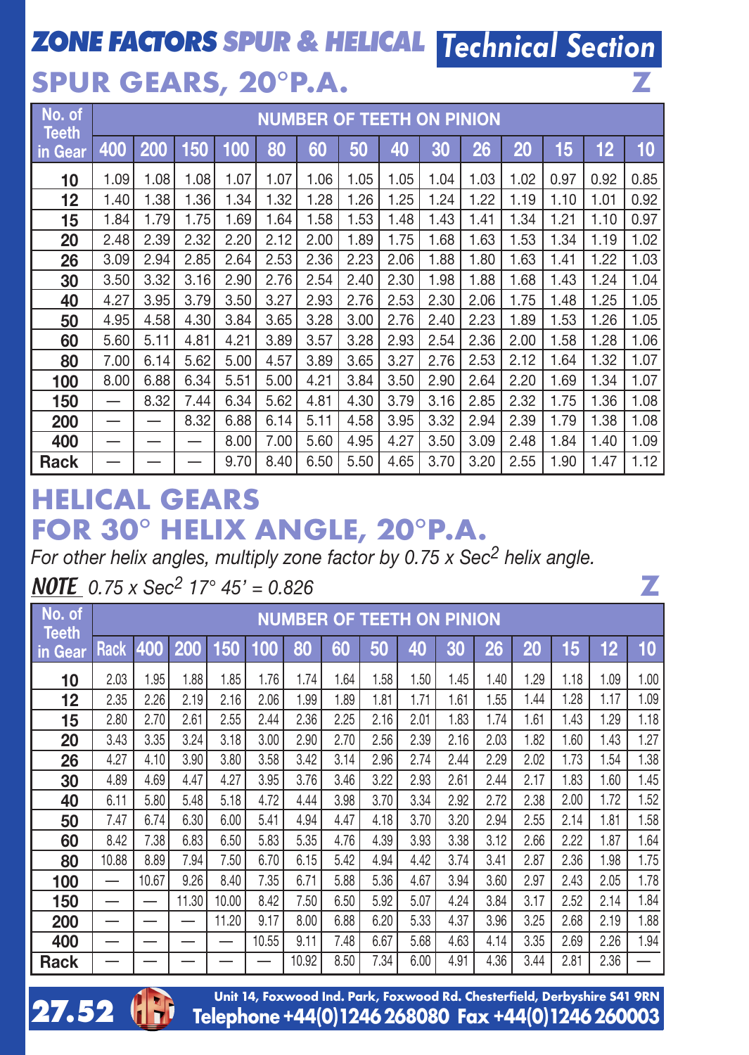# ZONE FACTORS SPUR & HELICAL Technical Section

## SPUR GEARS, 20°P.A.

**Z**

| No. of Teeth in Gear | NUMBER OF TEETH ON PINION | | | | | | | | | | | | | |
|---|---|---|---|---|---|---|---|---|---|---|---|---|---|---|
| | 400 | 200 | 150 | 100 | 80 | 60 | 50 | 40 | 30 | 26 | 20 | 15 | 12 | 10 |
| 10 | 1.09 | 1.08 | 1.08 | 1.07 | 1.07 | 1.06 | 1.05 | 1.05 | 1.04 | 1.03 | 1.02 | 0.97 | 0.92 | 0.85 |
| 12 | 1.40 | 1.38 | 1.36 | 1.34 | 1.32 | 1.28 | 1.26 | 1.25 | 1.24 | 1.22 | 1.19 | 1.10 | 1.01 | 0.92 |
| 15 | 1.84 | 1.79 | 1.75 | 1.69 | 1.64 | 1.58 | 1.53 | 1.48 | 1.43 | 1.41 | 1.34 | 1.21 | 1.10 | 0.97 |
| 20 | 2.48 | 2.39 | 2.32 | 2.20 | 2.12 | 2.00 | 1.89 | 1.75 | 1.68 | 1.63 | 1.53 | 1.34 | 1.19 | 1.02 |
| 26 | 3.09 | 2.94 | 2.85 | 2.64 | 2.53 | 2.36 | 2.23 | 2.06 | 1.88 | 1.80 | 1.63 | 1.41 | 1.22 | 1.03 |
| 30 | 3.50 | 3.32 | 3.16 | 2.90 | 2.76 | 2.54 | 2.40 | 2.30 | 1.98 | 1.88 | 1.68 | 1.43 | 1.24 | 1.04 |
| 40 | 4.27 | 3.95 | 3.79 | 3.50 | 3.27 | 2.93 | 2.76 | 2.53 | 2.30 | 2.06 | 1.75 | 1.48 | 1.25 | 1.05 |
| 50 | 4.95 | 4.58 | 4.30 | 3.84 | 3.65 | 3.28 | 3.00 | 2.76 | 2.40 | 2.23 | 1.89 | 1.53 | 1.26 | 1.05 |
| 60 | 5.60 | 5.11 | 4.81 | 4.21 | 3.89 | 3.57 | 3.28 | 2.93 | 2.54 | 2.36 | 2.00 | 1.58 | 1.28 | 1.06 |
| 80 | 7.00 | 6.14 | 5.62 | 5.00 | 4.57 | 3.89 | 3.65 | 3.27 | 2.76 | 2.53 | 2.12 | 1.64 | 1.32 | 1.07 |
| 100 | 8.00 | 6.88 | 6.34 | 5.51 | 5.00 | 4.21 | 3.84 | 3.50 | 2.90 | 2.64 | 2.20 | 1.69 | 1.34 | 1.07 |
| 150 | — | 8.32 | 7.44 | 6.34 | 5.62 | 4.81 | 4.30 | 3.79 | 3.16 | 2.85 | 2.32 | 1.75 | 1.36 | 1.08 |
| 200 | — | — | 8.32 | 6.88 | 6.14 | 5.11 | 4.58 | 3.95 | 3.32 | 2.94 | 2.39 | 1.79 | 1.38 | 1.08 |
| 400 | — | — | — | 8.00 | 7.00 | 5.60 | 4.95 | 4.27 | 3.50 | 3.09 | 2.48 | 1.84 | 1.40 | 1.09 |
| Rack | — | — | — | 9.70 | 8.40 | 6.50 | 5.50 | 4.65 | 3.70 | 3.20 | 2.55 | 1.90 | 1.47 | 1.12 |

## HELICAL GEARS FOR 30° HELIX ANGLE, 20°P.A.

*For other helix angles, multiply zone factor by 0.75 x $Sec^2$ helix angle.*

***NOTE*** *0.75 x $Sec^2$ 17° 45' = 0.826*

**Z**

| No. of Teeth in Gear | NUMBER OF TEETH ON PINION | | | | | | | | | | | | | | |
|---|---|---|---|---|---|---|---|---|---|---|---|---|---|---|---|
| | Rack | 400 | 200 | 150 | 100 | 80 | 60 | 50 | 40 | 30 | 26 | 20 | 15 | 12 | 10 |
| 10 | 2.03 | 1.95 | 1.88 | 1.85 | 1.76 | 1.74 | 1.64 | 1.58 | 1.50 | 1.45 | 1.40 | 1.29 | 1.18 | 1.09 | 1.00 |
| 12 | 2.35 | 2.26 | 2.19 | 2.16 | 2.06 | 1.99 | 1.89 | 1.81 | 1.71 | 1.61 | 1.55 | 1.44 | 1.28 | 1.17 | 1.09 |
| 15 | 2.80 | 2.70 | 2.61 | 2.55 | 2.44 | 2.36 | 2.25 | 2.16 | 2.01 | 1.83 | 1.74 | 1.61 | 1.43 | 1.29 | 1.18 |
| 20 | 3.43 | 3.35 | 3.24 | 3.18 | 3.00 | 2.90 | 2.70 | 2.56 | 2.39 | 2.16 | 2.03 | 1.82 | 1.60 | 1.43 | 1.27 |
| 26 | 4.27 | 4.10 | 3.90 | 3.80 | 3.58 | 3.42 | 3.14 | 2.96 | 2.74 | 2.44 | 2.29 | 2.02 | 1.73 | 1.54 | 1.38 |
| 30 | 4.89 | 4.69 | 4.47 | 4.27 | 3.95 | 3.76 | 3.46 | 3.22 | 2.93 | 2.61 | 2.44 | 2.17 | 1.83 | 1.60 | 1.45 |
| 40 | 6.11 | 5.80 | 5.48 | 5.18 | 4.72 | 4.44 | 3.98 | 3.70 | 3.34 | 2.92 | 2.72 | 2.38 | 2.00 | 1.72 | 1.52 |
| 50 | 7.47 | 6.74 | 6.30 | 6.00 | 5.41 | 4.94 | 4.47 | 4.18 | 3.70 | 3.20 | 2.94 | 2.55 | 2.14 | 1.81 | 1.58 |
| 60 | 8.42 | 7.38 | 6.83 | 6.50 | 5.83 | 5.35 | 4.76 | 4.39 | 3.93 | 3.38 | 3.12 | 2.66 | 2.22 | 1.87 | 1.64 |
| 80 | 10.88 | 8.89 | 7.94 | 7.50 | 6.70 | 6.15 | 5.42 | 4.94 | 4.42 | 3.74 | 3.41 | 2.87 | 2.36 | 1.98 | 1.75 |
| 100 | — | 10.67 | 9.26 | 8.40 | 7.35 | 6.71 | 5.88 | 5.36 | 4.67 | 3.94 | 3.60 | 2.97 | 2.43 | 2.05 | 1.78 |
| 150 | — | — | 11.30 | 10.00 | 8.42 | 7.50 | 6.50 | 5.92 | 5.07 | 4.24 | 3.84 | 3.17 | 2.52 | 2.14 | 1.84 |
| 200 | — | — | — | 11.20 | 9.17 | 8.00 | 6.88 | 6.20 | 5.33 | 4.37 | 3.96 | 3.25 | 2.68 | 2.19 | 1.88 |
| 400 | — | — | — | — | 10.55 | 9.11 | 7.48 | 6.67 | 5.68 | 4.63 | 4.14 | 3.35 | 2.69 | 2.26 | 1.94 |
| Rack | — | — | — | — | — | 10.92 | 8.50 | 7.34 | 6.00 | 4.91 | 4.36 | 3.44 | 2.81 | 2.36 | — |

Unit 14, Foxwood Ind. Park, Foxwood Rd. Chesterfield, Derbyshire S41 9RN
Telephone +44(0)1246 268080 Fax +44(0)1246 260003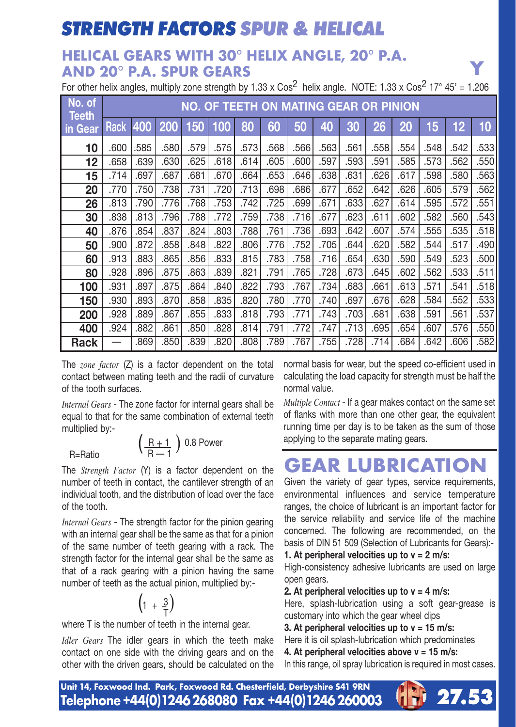# STRENGTH FACTORS SPUR & HELICAL

## HELICAL GEARS WITH 30° HELIX ANGLE, 20° P.A. AND 20° P.A. SPUR GEARS

**Y**

For other helix angles, multiply zone strength by 1.33 x $\cos^2$ helix angle. NOTE: 1.33 x $\cos^2$ 17° 45' = 1.206

| No. of Teeth in Gear | NO. OF TEETH ON MATING GEAR OR PINION | | | | | | | | | | | | | | |
|---|---|---|---|---|---|---|---|---|---|---|---|---|---|---|---|
| | Rack | 400 | 200 | 150 | 100 | 80 | 60 | 50 | 40 | 30 | 26 | 20 | 15 | 12 | 10 |
| 10 | .600 | .585 | .580 | .579 | .575 | .573 | .568 | .566 | .563 | .561 | .558 | .554 | .548 | .542 | .533 |
| 12 | .658 | .639 | .630 | .625 | .618 | .614 | .605 | .600 | .597 | .593 | .591 | .585 | .573 | .562 | .550 |
| 15 | .714 | .697 | .687 | .681 | .670 | .664 | .653 | .646 | .638 | .631 | .626 | .617 | .598 | .580 | .563 |
| 20 | .770 | .750 | .738 | .731 | .720 | .713 | .698 | .686 | .677 | .652 | .642 | .626 | .605 | .579 | .562 |
| 26 | .813 | .790 | .776 | .768 | .753 | .742 | .725 | .699 | .671 | .633 | .627 | .614 | .595 | .572 | .551 |
| 30 | .838 | .813 | .796 | .788 | .772 | .759 | .738 | .716 | .677 | .623 | .611 | .602 | .582 | .560 | .543 |
| 40 | .876 | .854 | .837 | .824 | .803 | .788 | .761 | .736 | .693 | .642 | .607 | .574 | .555 | .535 | .518 |
| 50 | .900 | .872 | .858 | .848 | .822 | .806 | .776 | .752 | .705 | .644 | .620 | .582 | .544 | .517 | .490 |
| 60 | .913 | .883 | .865 | .856 | .833 | .815 | .783 | .758 | .716 | .654 | .630 | .590 | .549 | .523 | .500 |
| 80 | .928 | .896 | .875 | .863 | .839 | .821 | .791 | .765 | .728 | .673 | .645 | .602 | .562 | .533 | .511 |
| 100 | .931 | .897 | .875 | .864 | .840 | .822 | .793 | .767 | .734 | .683 | .661 | .613 | .571 | .541 | .518 |
| 150 | .930 | .893 | .870 | .858 | .835 | .820 | .780 | .770 | .740 | .697 | .676 | .628 | .584 | .552 | .533 |
| 200 | .928 | .889 | .867 | .855 | .833 | .818 | .793 | .771 | .743 | .703 | .681 | .638 | .591 | .561 | .537 |
| 400 | .924 | .882 | .861 | .850 | .828 | .814 | .791 | .772 | .747 | .713 | .695 | .654 | .607 | .576 | .550 |
| Rack | — | .869 | .850 | .839 | .820 | .808 | .789 | .767 | .755 | .728 | .714 | .684 | .642 | .606 | .582 |

The *zone factor* (Z) is a factor dependent on the total contact between mating teeth and the radii of curvature of the tooth surfaces.

*Internal Gears* - The zone factor for internal gears shall be equal to that for the same combination of external teeth multiplied by:-

R=Ratio

$$\left(\frac{R+1}{R-1}\right)^{0.8} \text{ Power}$$

The *Strength Factor* (Y) is a factor dependent on the number of teeth in contact, the cantilever strength of an individual tooth, and the distribution of load over the face of the tooth.

*Internal Gears* - The strength factor for the pinion gearing with an internal gear shall be the same as that for a pinion of the same number of teeth gearing with a rack. The strength factor for the internal gear shall be the same as that of a rack gearing with a pinion having the same number of teeth as the actual pinion, multiplied by:-

$$\left(1 + \frac{3}{T}\right)$$

where T is the number of teeth in the internal gear.

*Idler Gears* The idler gears in which the teeth make contact on one side with the driving gears and on the other with the driven gears, should be calculated on the normal basis for wear, but the speed co-efficient used in calculating the load capacity for strength must be half the normal value.

*Multiple Contact* - If a gear makes contact on the same set of flanks with more than one other gear, the equivalent running time per day is to be taken as the sum of those applying to the separate mating gears.

# GEAR LUBRICATION

Given the variety of gear types, service requirements, environmental influences and service temperature ranges, the choice of lubricant is an important factor for the service reliability and service life of the machine concerned. The following are recommended, on the basis of DIN 51 509 (Selection of Lubricants for Gears):-

**1. At peripheral velocities up to v = 2 m/s:**

High-consistency adhesive lubricants are used on large open gears.

**2. At peripheral velocities up to v = 4 m/s:**

Here, splash-lubrication using a soft gear-grease is customary into which the gear wheel dips

**3. At peripheral velocities up to v = 15 m/s:**

Here it is oil splash-lubrication which predominates

**4. At peripheral velocities above v = 15 m/s:**

In this range, oil spray lubrication is required in most cases.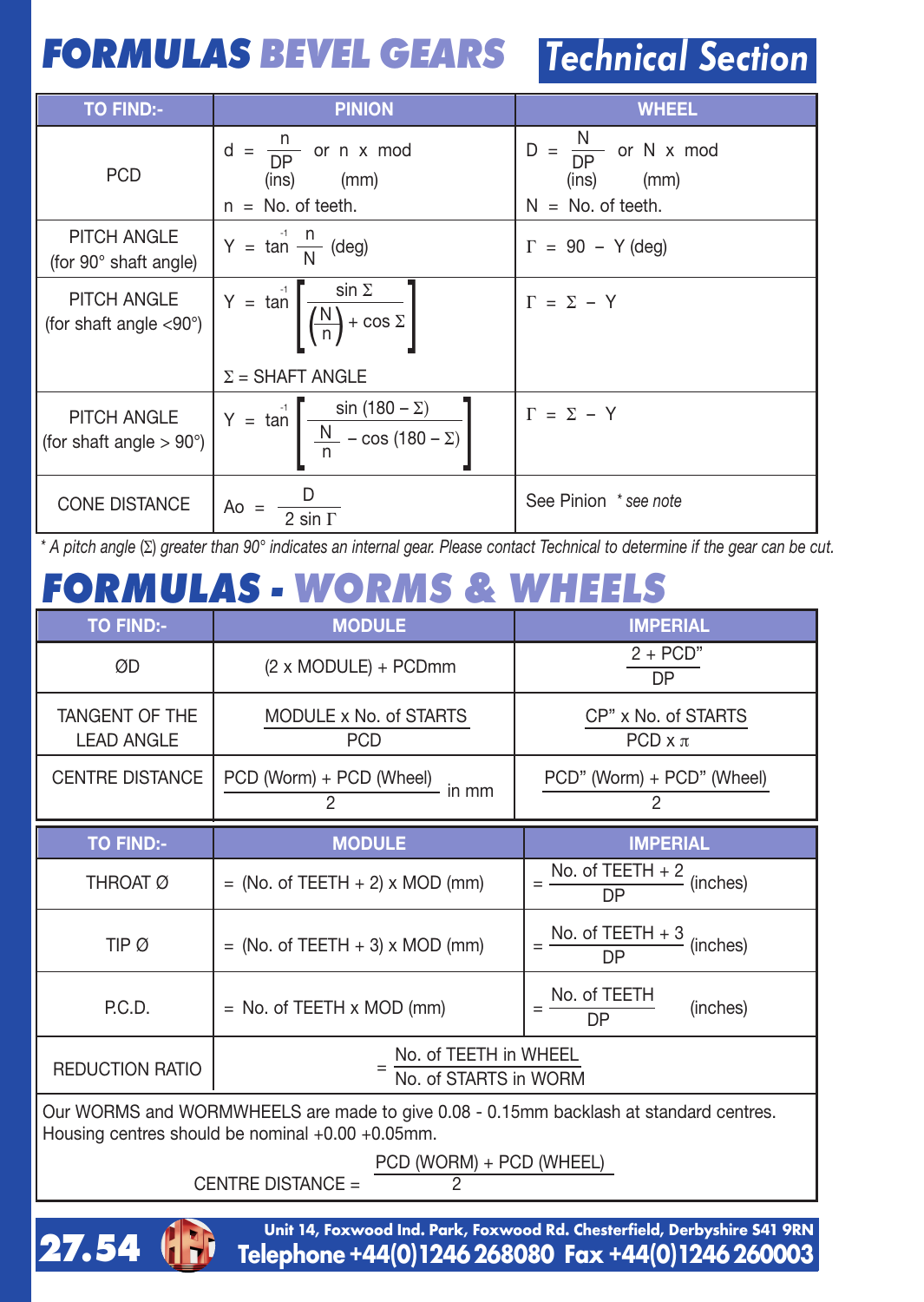# FORMULAS BEVEL GEARS

## Technical Section

| TO FIND:- | PINION | WHEEL |
|---|---|---|
| PCD | $d = \frac{n}{DP}$ (ins) or $n \times mod$ (mm)<br>n = No. of teeth. | $D = \frac{N}{DP}$ (ins) or $N \times mod$ (mm)<br>N = No. of teeth. |
| PITCH ANGLE (for 90° shaft angle) | $Y = \tan^{-1} \frac{n}{N}$ (deg) | $\Gamma = 90 - Y$ (deg) |
| PITCH ANGLE (for shaft angle <90°) | $Y = \tan^{-1} \left[ \frac{\sin \Sigma}{\left(\frac{N}{n}\right) + \cos \Sigma} \right]$<br>Σ = SHAFT ANGLE | $\Gamma = \Sigma - Y$ |
| PITCH ANGLE (for shaft angle > 90°) | $Y = \tan^{-1} \left[ \frac{\sin (180 - \Sigma)}{\frac{N}{n} - \cos (180 - \Sigma)} \right]$ | $\Gamma = \Sigma - Y$ |
| CONE DISTANCE | $Ao = \frac{D}{2 \sin \Gamma}$ | See Pinion *\* see note* |

*\* A pitch angle (Σ) greater than 90° indicates an internal gear. Please contact Technical to determine if the gear can be cut.*

# FORMULAS - WORMS & WHEELS

| TO FIND:- | MODULE | IMPERIAL |
|---|---|---|
| ØD | (2 x MODULE) + PCDmm | $\frac{2 + PCD''}{DP}$ |
| TANGENT OF THE LEAD ANGLE | $\frac{\text{MODULE x No. of STARTS}}{\text{PCD}}$ | $\frac{\text{CP'' x No. of STARTS}}{\text{PCD} \times \pi}$ |
| CENTRE DISTANCE | $\frac{\text{PCD (Worm) + PCD (Wheel)}}{2}$ in mm | $\frac{\text{PCD'' (Worm) + PCD'' (Wheel)}}{2}$ |

| TO FIND:- | MODULE | IMPERIAL |
|---|---|---|
| THROAT Ø | = (No. of TEETH + 2) x MOD (mm) | $= \frac{\text{No. of TEETH + 2}}{DP}$ (inches) |
| TIP Ø | = (No. of TEETH + 3) x MOD (mm) | $= \frac{\text{No. of TEETH + 3}}{DP}$ (inches) |
| P.C.D. | = No. of TEETH x MOD (mm) | $= \frac{\text{No. of TEETH}}{DP}$ (inches) |
| REDUCTION RATIO | $= \frac{\text{No. of TEETH in WHEEL}}{\text{No. of STARTS in WORM}}$ | |

Our WORMS and WORMWHEELS are made to give 0.08 - 0.15mm backlash at standard centres. Housing centres should be nominal +0.00 +0.05mm.

$$\text{CENTRE DISTANCE} = \frac{\text{PCD (WORM) + PCD (WHEEL)}}{2}$$

Unit 14, Foxwood Ind. Park, Foxwood Rd. Chesterfield, Derbyshire S41 9RN
Telephone +44(0)1246 268080 Fax +44(0)1246 260003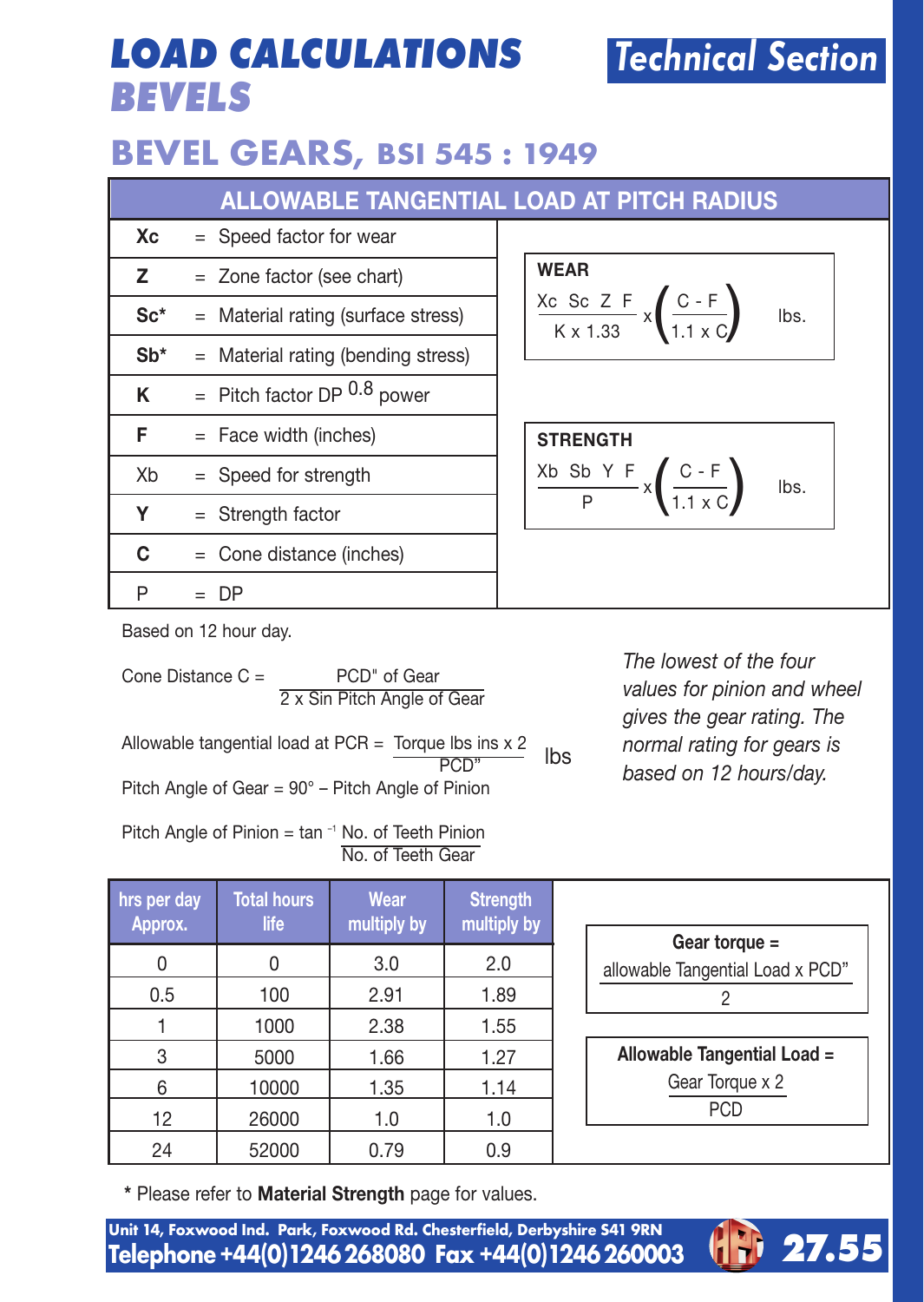# LOAD CALCULATIONS BEVELS

**Technical Section**

## BEVEL GEARS, BSI 545 : 1949

### ALLOWABLE TANGENTIAL LOAD AT PITCH RADIUS

| Symbol | | Definition |
|---|---|---|
| **Xc** | = | Speed factor for wear |
| **Z** | = | Zone factor (see chart) |
| **Sc*** | = | Material rating (surface stress) |
| **Sb*** | = | Material rating (bending stress) |
| **K** | = | Pitch factor DP $^{0.8}$ power |
| **F** | = | Face width (inches) |
| Xb | = | Speed for strength |
| **Y** | = | Strength factor |
| **C** | = | Cone distance (inches) |
| P | = | DP |

**WEAR**

$$\frac{Xc\ Sc\ Z\ F}{K \times 1.33} \times \left(\frac{C - F}{1.1 \times C}\right) \text{ lbs.}$$

**STRENGTH**

$$\frac{Xb\ Sb\ Y\ F}{P} \times \left(\frac{C - F}{1.1 \times C}\right) \text{ lbs.}$$

Based on 12 hour day.

$$\text{Cone Distance } C = \frac{\text{PCD" of Gear}}{2 \times \text{Sin Pitch Angle of Gear}}$$

$$\text{Allowable tangential load at PCR} = \frac{\text{Torque lbs ins} \times 2}{\text{PCD"}} \text{ lbs}$$

Pitch Angle of Gear = 90° – Pitch Angle of Pinion

$$\text{Pitch Angle of Pinion} = \tan^{-1} \frac{\text{No. of Teeth Pinion}}{\text{No. of Teeth Gear}}$$

*The lowest of the four values for pinion and wheel gives the gear rating. The normal rating for gears is based on 12 hours/day.*

| hrs per day Approx. | Total hours life | Wear multiply by | Strength multiply by |
|---|---|---|---|
| 0 | 0 | 3.0 | 2.0 |
| 0.5 | 100 | 2.91 | 1.89 |
| 1 | 1000 | 2.38 | 1.55 |
| 3 | 5000 | 1.66 | 1.27 |
| 6 | 10000 | 1.35 | 1.14 |
| 12 | 26000 | 1.0 | 1.0 |
| 24 | 52000 | 0.79 | 0.9 |

$$\textbf{Gear torque} = \frac{\text{allowable Tangential Load} \times \text{PCD"}}{2}$$

$$\textbf{Allowable Tangential Load} = \frac{\text{Gear Torque} \times 2}{\text{PCD}}$$

\* Please refer to **Material Strength** page for values.

Unit 14, Foxwood Ind. Park, Foxwood Rd. Chesterfield, Derbyshire S41 9RN
Telephone +44(0)1246 268080 Fax +44(0)1246 260003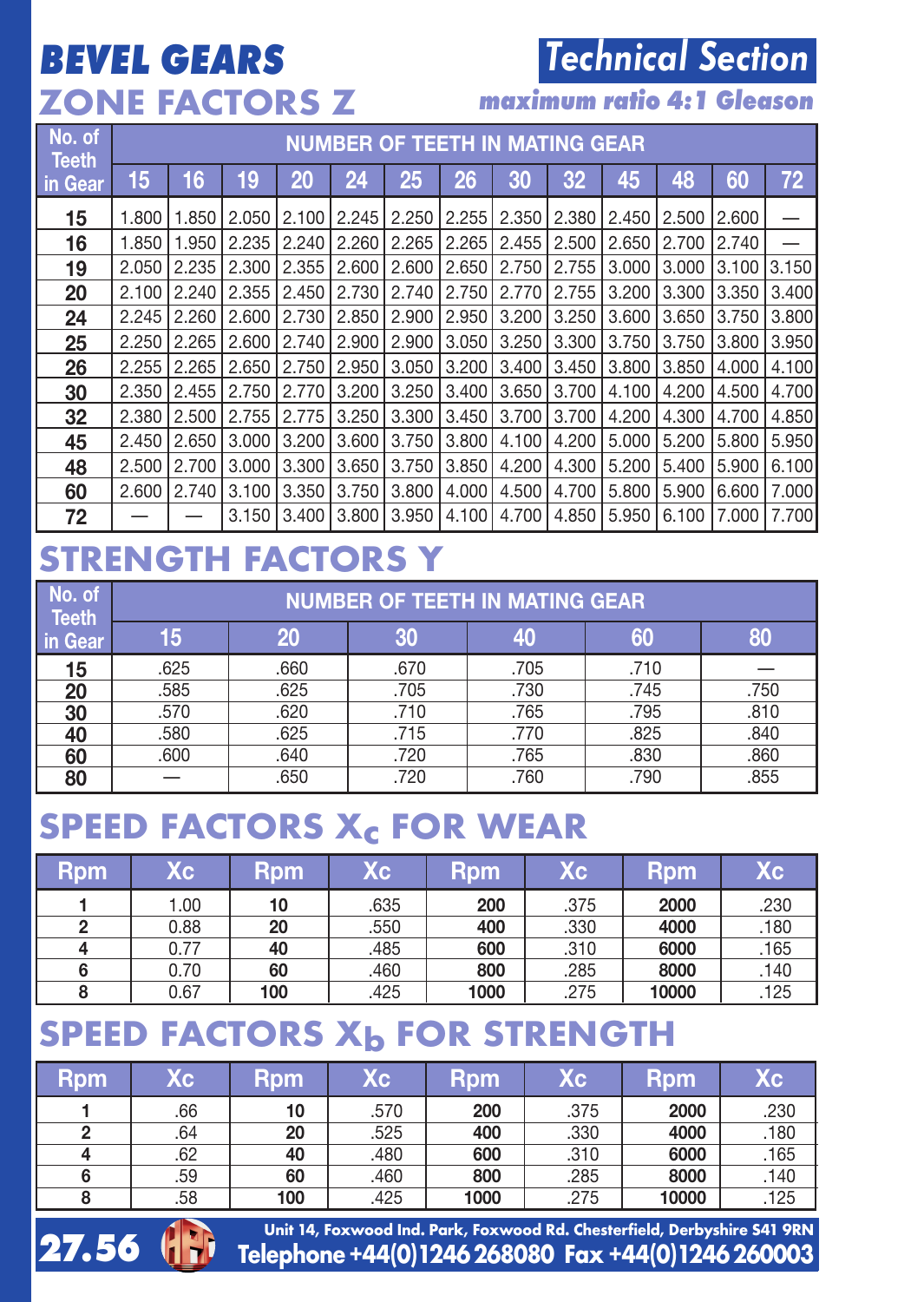# BEVEL GEARS

## Technical Section

## ZONE FACTORS Z

*maximum ratio 4:1 Gleason*

| No. of Teeth in Gear | NUMBER OF TEETH IN MATING GEAR | | | | | | | | | | | | |
|---|---|---|---|---|---|---|---|---|---|---|---|---|---|
| | 15 | 16 | 19 | 20 | 24 | 25 | 26 | 30 | 32 | 45 | 48 | 60 | 72 |
| 15 | 1.800 | 1.850 | 2.050 | 2.100 | 2.245 | 2.250 | 2.255 | 2.350 | 2.380 | 2.450 | 2.500 | 2.600 | — |
| 16 | 1.850 | 1.950 | 2.235 | 2.240 | 2.260 | 2.265 | 2.265 | 2.455 | 2.500 | 2.650 | 2.700 | 2.740 | — |
| 19 | 2.050 | 2.235 | 2.300 | 2.355 | 2.600 | 2.600 | 2.650 | 2.750 | 2.755 | 3.000 | 3.000 | 3.100 | 3.150 |
| 20 | 2.100 | 2.240 | 2.355 | 2.450 | 2.730 | 2.740 | 2.750 | 2.770 | 2.755 | 3.200 | 3.300 | 3.350 | 3.400 |
| 24 | 2.245 | 2.260 | 2.600 | 2.730 | 2.850 | 2.900 | 2.950 | 3.200 | 3.250 | 3.600 | 3.650 | 3.750 | 3.800 |
| 25 | 2.250 | 2.265 | 2.600 | 2.740 | 2.900 | 2.900 | 3.050 | 3.250 | 3.300 | 3.750 | 3.750 | 3.800 | 3.950 |
| 26 | 2.255 | 2.265 | 2.650 | 2.750 | 2.950 | 3.050 | 3.200 | 3.400 | 3.450 | 3.800 | 3.850 | 4.000 | 4.100 |
| 30 | 2.350 | 2.455 | 2.750 | 2.770 | 3.200 | 3.250 | 3.400 | 3.650 | 3.700 | 4.100 | 4.200 | 4.500 | 4.700 |
| 32 | 2.380 | 2.500 | 2.755 | 2.775 | 3.250 | 3.300 | 3.450 | 3.700 | 3.700 | 4.200 | 4.300 | 4.700 | 4.850 |
| 45 | 2.450 | 2.650 | 3.000 | 3.200 | 3.600 | 3.750 | 3.800 | 4.100 | 4.200 | 5.000 | 5.200 | 5.800 | 5.950 |
| 48 | 2.500 | 2.700 | 3.000 | 3.300 | 3.650 | 3.750 | 3.850 | 4.200 | 4.300 | 5.200 | 5.400 | 5.900 | 6.100 |
| 60 | 2.600 | 2.740 | 3.100 | 3.350 | 3.750 | 3.800 | 4.000 | 4.500 | 4.700 | 5.800 | 5.900 | 6.600 | 7.000 |
| 72 | — | — | 3.150 | 3.400 | 3.800 | 3.950 | 4.100 | 4.700 | 4.850 | 5.950 | 6.100 | 7.000 | 7.700 |

## STRENGTH FACTORS Y

| No. of Teeth in Gear | NUMBER OF TEETH IN MATING GEAR | | | | | |
|---|---|---|---|---|---|---|
| | 15 | 20 | 30 | 40 | 60 | 80 |
| 15 | .625 | .660 | .670 | .705 | .710 | — |
| 20 | .585 | .625 | .705 | .730 | .745 | .750 |
| 30 | .570 | .620 | .710 | .765 | .795 | .810 |
| 40 | .580 | .625 | .715 | .770 | .825 | .840 |
| 60 | .600 | .640 | .720 | .765 | .830 | .860 |
| 80 | — | .650 | .720 | .760 | .790 | .855 |

## SPEED FACTORS $X_c$ FOR WEAR

| Rpm | Xc | Rpm | Xc | Rpm | Xc | Rpm | Xc |
|---|---|---|---|---|---|---|---|
| 1 | 1.00 | 10 | .635 | 200 | .375 | 2000 | .230 |
| 2 | 0.88 | 20 | .550 | 400 | .330 | 4000 | .180 |
| 4 | 0.77 | 40 | .485 | 600 | .310 | 6000 | .165 |
| 6 | 0.70 | 60 | .460 | 800 | .285 | 8000 | .140 |
| 8 | 0.67 | 100 | .425 | 1000 | .275 | 10000 | .125 |

## SPEED FACTORS $X_b$ FOR STRENGTH

| Rpm | Xc | Rpm | Xc | Rpm | Xc | Rpm | Xc |
|---|---|---|---|---|---|---|---|
| 1 | .66 | 10 | .570 | 200 | .375 | 2000 | .230 |
| 2 | .64 | 20 | .525 | 400 | .330 | 4000 | .180 |
| 4 | .62 | 40 | .480 | 600 | .310 | 6000 | .165 |
| 6 | .59 | 60 | .460 | 800 | .285 | 8000 | .140 |
| 8 | .58 | 100 | .425 | 1000 | .275 | 10000 | .125 |

Unit 14, Foxwood Ind. Park, Foxwood Rd. Chesterfield, Derbyshire S41 9RN
Telephone +44(0)1246 268080 Fax +44(0)1246 260003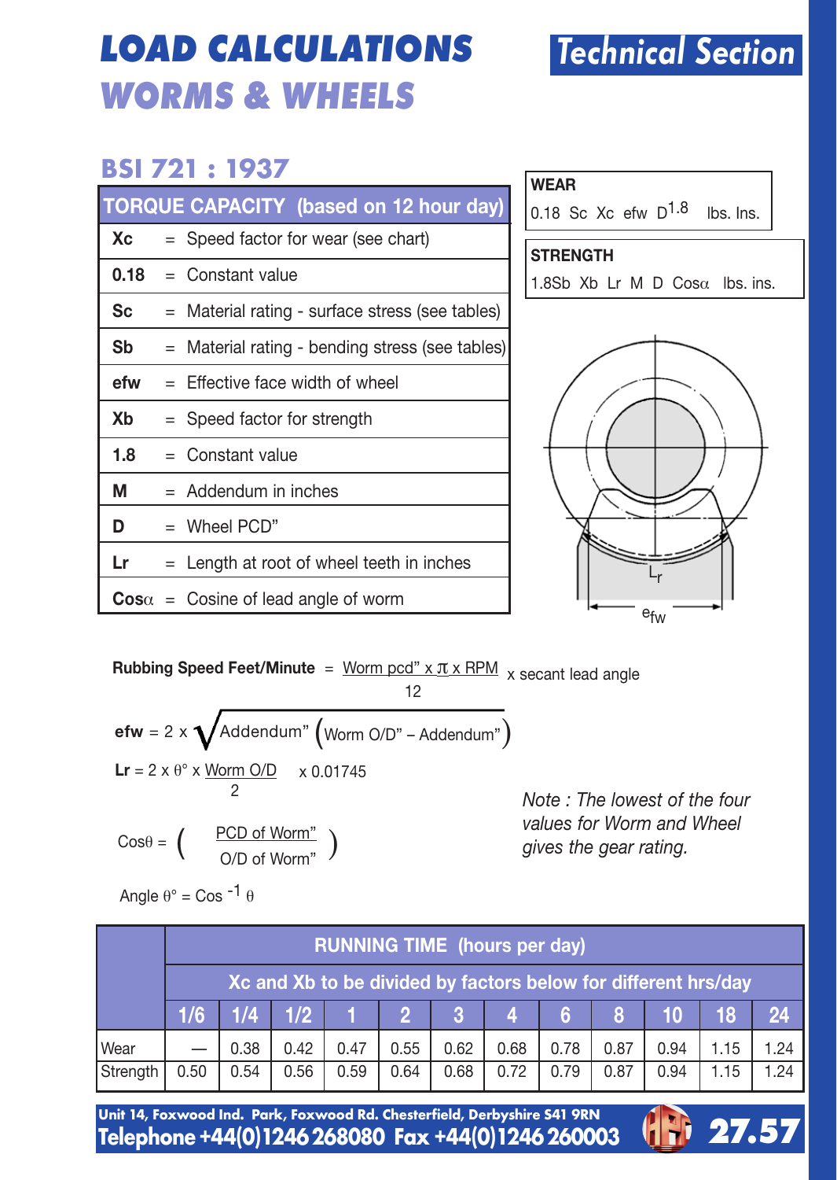# LOAD CALCULATIONS
# WORMS & WHEELS

Technical Section

## BSI 721 : 1937

| TORQUE CAPACITY (based on 12 hour day) | |
|---|---|
| **Xc** | = Speed factor for wear (see chart) |
| **0.18** | = Constant value |
| **Sc** | = Material rating - surface stress (see tables) |
| **Sb** | = Material rating - bending stress (see tables) |
| **efw** | = Effective face width of wheel |
| **Xb** | = Speed factor for strength |
| **1.8** | = Constant value |
| **M** | = Addendum in inches |
| **D** | = Wheel PCD" |
| **Lr** | = Length at root of wheel teeth in inches |
| **Cos$\alpha$** | = Cosine of lead angle of worm |

**WEAR**

0.18 Sc Xc efw $D^{1.8}$ lbs. Ins.

**STRENGTH**

1.8Sb Xb Lr M D Cos$\alpha$ lbs. ins.

$L_r$

$e_{fw}$

**Rubbing Speed Feet/Minute** $= \dfrac{\text{Worm pcd"} \times \pi \times \text{RPM}}{12} \times$ secant lead angle

**efw** $= 2 \times \sqrt{\text{Addendum"} \left(\text{Worm O/D"} - \text{Addendum"}\right)}$

**Lr** $= 2 \times \theta° \times \dfrac{\text{Worm O/D}}{2} \times 0.01745$

$\text{Cos}\theta = \left( \dfrac{\text{PCD of Worm"}}{\text{O/D of Worm"}} \right)$

Angle $\theta° = \text{Cos}^{-1}\,\theta$

*Note : The lowest of the four values for Worm and Wheel gives the gear rating.*

| | RUNNING TIME (hours per day) | | | | | | | | | | | |
|---|---|---|---|---|---|---|---|---|---|---|---|---|
| | Xc and Xb to be divided by factors below for different hrs/day | | | | | | | | | | | |
| | 1/6 | 1/4 | 1/2 | 1 | 2 | 3 | 4 | 6 | 8 | 10 | 18 | 24 |
| Wear | — | 0.38 | 0.42 | 0.47 | 0.55 | 0.62 | 0.68 | 0.78 | 0.87 | 0.94 | 1.15 | 1.24 |
| Strength | 0.50 | 0.54 | 0.56 | 0.59 | 0.64 | 0.68 | 0.72 | 0.79 | 0.87 | 0.94 | 1.15 | 1.24 |

Unit 14, Foxwood Ind. Park, Foxwood Rd. Chesterfield, Derbyshire S41 9RN
Telephone +44(0)1246 268080 Fax +44(0)1246 260003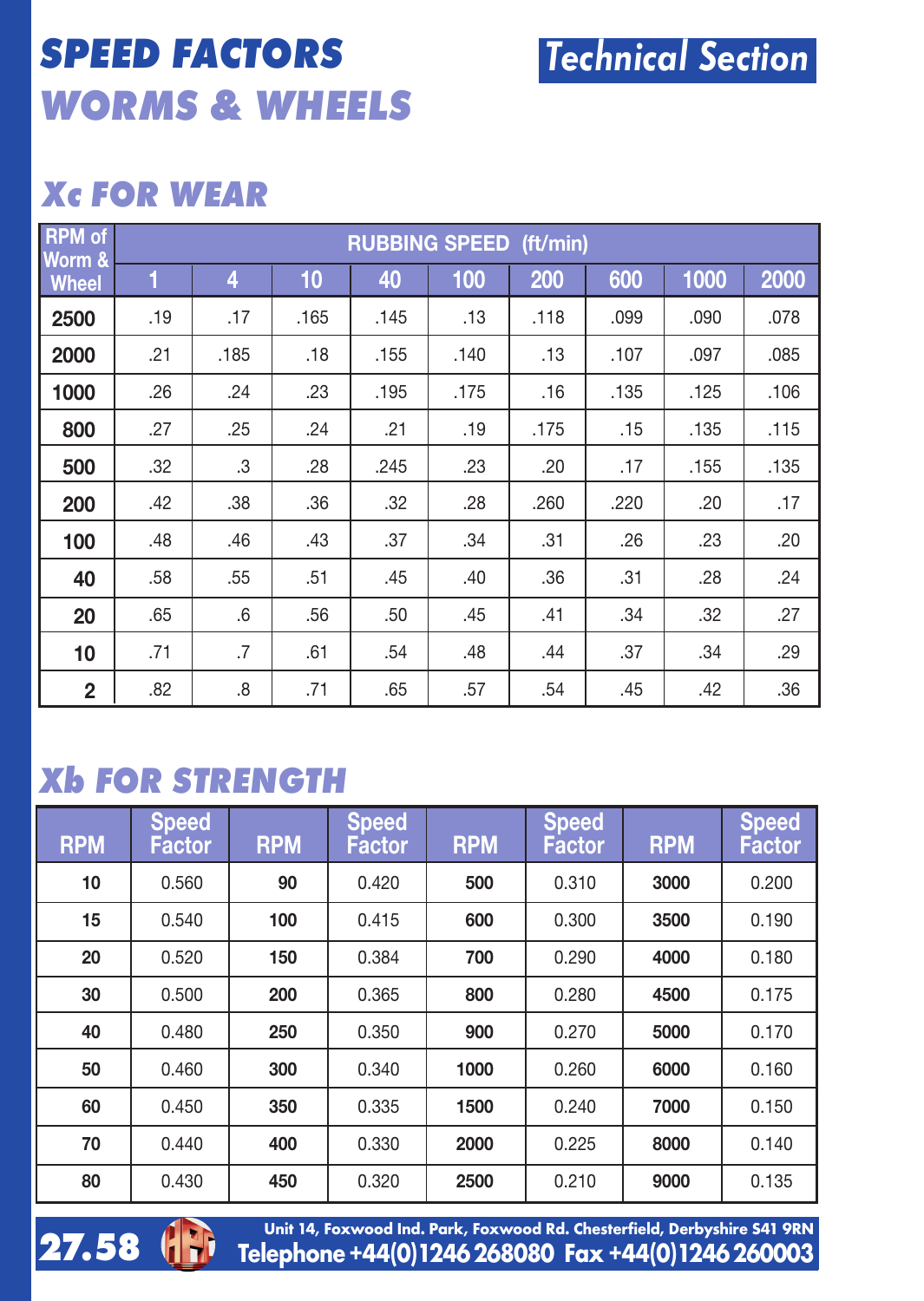# SPEED FACTORS
# WORMS & WHEELS

Technical Section

## Xc FOR WEAR

| RPM of Worm & Wheel | RUBBING SPEED (ft/min) | | | | | | | | |
|---|---|---|---|---|---|---|---|---|---|
| | 1 | 4 | 10 | 40 | 100 | 200 | 600 | 1000 | 2000 |
| 2500 | .19 | .17 | .165 | .145 | .13 | .118 | .099 | .090 | .078 |
| 2000 | .21 | .185 | .18 | .155 | .140 | .13 | .107 | .097 | .085 |
| 1000 | .26 | .24 | .23 | .195 | .175 | .16 | .135 | .125 | .106 |
| 800 | .27 | .25 | .24 | .21 | .19 | .175 | .15 | .135 | .115 |
| 500 | .32 | .3 | .28 | .245 | .23 | .20 | .17 | .155 | .135 |
| 200 | .42 | .38 | .36 | .32 | .28 | .260 | .220 | .20 | .17 |
| 100 | .48 | .46 | .43 | .37 | .34 | .31 | .26 | .23 | .20 |
| 40 | .58 | .55 | .51 | .45 | .40 | .36 | .31 | .28 | .24 |
| 20 | .65 | .6 | .56 | .50 | .45 | .41 | .34 | .32 | .27 |
| 10 | .71 | .7 | .61 | .54 | .48 | .44 | .37 | .34 | .29 |
| 2 | .82 | .8 | .71 | .65 | .57 | .54 | .45 | .42 | .36 |

## Xb FOR STRENGTH

| RPM | Speed Factor | RPM | Speed Factor | RPM | Speed Factor | RPM | Speed Factor |
|---|---|---|---|---|---|---|---|
| 10 | 0.560 | 90 | 0.420 | 500 | 0.310 | 3000 | 0.200 |
| 15 | 0.540 | 100 | 0.415 | 600 | 0.300 | 3500 | 0.190 |
| 20 | 0.520 | 150 | 0.384 | 700 | 0.290 | 4000 | 0.180 |
| 30 | 0.500 | 200 | 0.365 | 800 | 0.280 | 4500 | 0.175 |
| 40 | 0.480 | 250 | 0.350 | 900 | 0.270 | 5000 | 0.170 |
| 50 | 0.460 | 300 | 0.340 | 1000 | 0.260 | 6000 | 0.160 |
| 60 | 0.450 | 350 | 0.335 | 1500 | 0.240 | 7000 | 0.150 |
| 70 | 0.440 | 400 | 0.330 | 2000 | 0.225 | 8000 | 0.140 |
| 80 | 0.430 | 450 | 0.320 | 2500 | 0.210 | 9000 | 0.135 |

Unit 14, Foxwood Ind. Park, Foxwood Rd. Chesterfield, Derbyshire S41 9RN
Telephone +44(0)1246 268080 Fax +44(0)1246 260003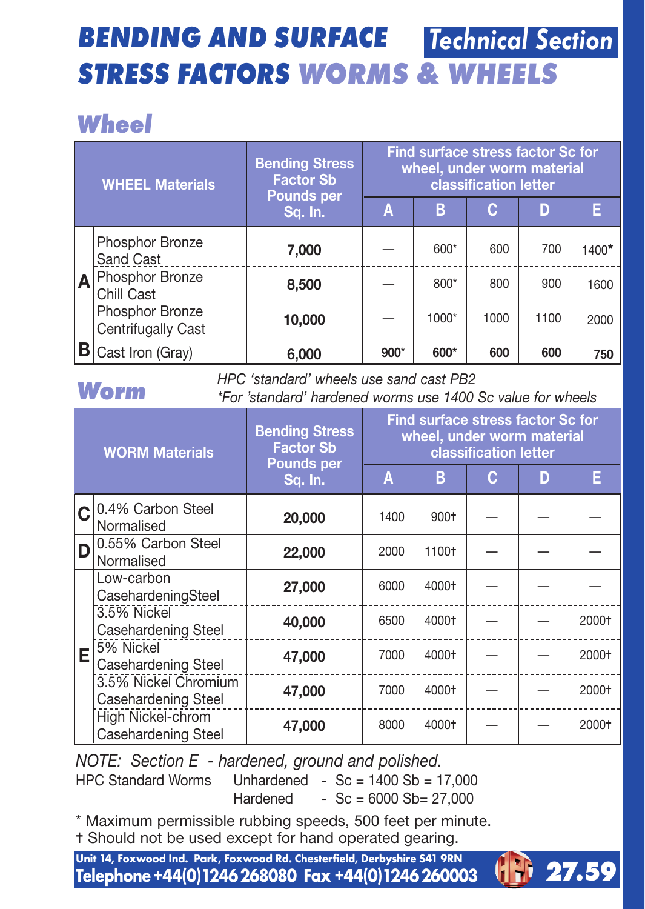# BENDING AND SURFACE STRESS FACTORS WORMS & WHEELS

**Technical Section**

## Wheel

| | WHEEL Materials | Bending Stress Factor Sb Pounds per Sq. In. | Find surface stress factor Sc for wheel, under worm material classification letter | | | | |
|---|---|---|---|---|---|---|---|
| | | | A | B | C | D | E |
| A | Phosphor Bronze Sand Cast | 7,000 | — | 600* | 600 | 700 | 1400* |
| A | Phosphor Bronze Chill Cast | 8,500 | — | 800* | 800 | 900 | 1600 |
| A | Phosphor Bronze Centrifugally Cast | 10,000 | — | 1000* | 1000 | 1100 | 2000 |
| B | Cast Iron (Gray) | 6,000 | 900* | 600* | 600 | 600 | 750 |

*HPC 'standard' wheels use sand cast PB2*

*\*For 'standard' hardened worms use 1400 Sc value for wheels*

## Worm

| | WORM Materials | Bending Stress Factor Sb Pounds per Sq. In. | Find surface stress factor Sc for wheel, under worm material classification letter | | | | |
|---|---|---|---|---|---|---|---|
| | | | A | B | C | D | E |
| C | 0.4% Carbon Steel Normalised | 20,000 | 1400 | 900† | — | — | — |
| D | 0.55% Carbon Steel Normalised | 22,000 | 2000 | 1100† | — | — | — |
| E | Low-carbon CasehardeningSteel | 27,000 | 6000 | 4000† | — | — | — |
| E | 3.5% Nickel Casehardening Steel | 40,000 | 6500 | 4000† | — | — | 2000† |
| E | 5% Nickel Casehardening Steel | 47,000 | 7000 | 4000† | — | — | 2000† |
| E | 3.5% Nickel Chromium Casehardening Steel | 47,000 | 7000 | 4000† | — | — | 2000† |
| E | High Nickel-chrom Casehardening Steel | 47,000 | 8000 | 4000† | — | — | 2000† |

*NOTE: Section E - hardened, ground and polished.*

HPC Standard Worms
- Unhardened - Sc = 1400 Sb = 17,000
- Hardened - Sc = 6000 Sb= 27,000

\* Maximum permissible rubbing speeds, 500 feet per minute.

† Should not be used except for hand operated gearing.

Unit 14, Foxwood Ind. Park, Foxwood Rd. Chesterfield, Derbyshire S41 9RN

Telephone +44(0)1246 268080 Fax +44(0)1246 260003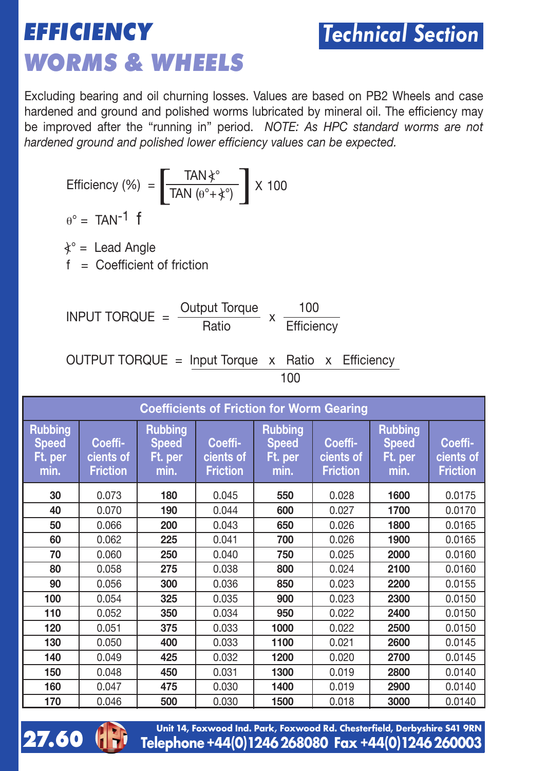# EFFICIENCY
# WORMS & WHEELS

## Technical Section

Excluding bearing and oil churning losses. Values are based on PB2 Wheels and case hardened and ground and polished worms lubricated by mineral oil. The efficiency may be improved after the “running in” period. *NOTE: As HPC standard worms are not hardened ground and polished lower efficiency values can be expected.*

$$\text{Efficiency (\%)} = \left[ \frac{\text{TAN} \measuredangle^\circ}{\text{TAN} (\theta^\circ + \measuredangle^\circ)} \right] \text{X } 100$$

$\theta^\circ = \text{TAN}^{-1}\ f$

$\measuredangle^\circ$ = Lead Angle

$f$ = Coefficient of friction

$$\text{INPUT TORQUE} = \frac{\text{Output Torque}}{\text{Ratio}} \times \frac{100}{\text{Efficiency}}$$

$$\text{OUTPUT TORQUE} = \frac{\text{Input Torque} \times \text{Ratio} \times \text{Efficiency}}{100}$$

**Coefficients of Friction for Worm Gearing**

| Rubbing Speed Ft. per min. | Coefficients of Friction | Rubbing Speed Ft. per min. | Coefficients of Friction | Rubbing Speed Ft. per min. | Coefficients of Friction | Rubbing Speed Ft. per min. | Coefficients of Friction |
|---|---|---|---|---|---|---|---|
| **30** | 0.073 | **180** | 0.045 | **550** | 0.028 | **1600** | 0.0175 |
| **40** | 0.070 | **190** | 0.044 | **600** | 0.027 | **1700** | 0.0170 |
| **50** | 0.066 | **200** | 0.043 | **650** | 0.026 | **1800** | 0.0165 |
| **60** | 0.062 | **225** | 0.041 | **700** | 0.026 | **1900** | 0.0165 |
| **70** | 0.060 | **250** | 0.040 | **750** | 0.025 | **2000** | 0.0160 |
| **80** | 0.058 | **275** | 0.038 | **800** | 0.024 | **2100** | 0.0160 |
| **90** | 0.056 | **300** | 0.036 | **850** | 0.023 | **2200** | 0.0155 |
| **100** | 0.054 | **325** | 0.035 | **900** | 0.023 | **2300** | 0.0150 |
| **110** | 0.052 | **350** | 0.034 | **950** | 0.022 | **2400** | 0.0150 |
| **120** | 0.051 | **375** | 0.033 | **1000** | 0.022 | **2500** | 0.0150 |
| **130** | 0.050 | **400** | 0.033 | **1100** | 0.021 | **2600** | 0.0145 |
| **140** | 0.049 | **425** | 0.032 | **1200** | 0.020 | **2700** | 0.0145 |
| **150** | 0.048 | **450** | 0.031 | **1300** | 0.019 | **2800** | 0.0140 |
| **160** | 0.047 | **475** | 0.030 | **1400** | 0.019 | **2900** | 0.0140 |
| **170** | 0.046 | **500** | 0.030 | **1500** | 0.018 | **3000** | 0.0140 |

Unit 14, Foxwood Ind. Park, Foxwood Rd. Chesterfield, Derbyshire S41 9RN
Telephone +44(0)1246 268080 Fax +44(0)1246 260003